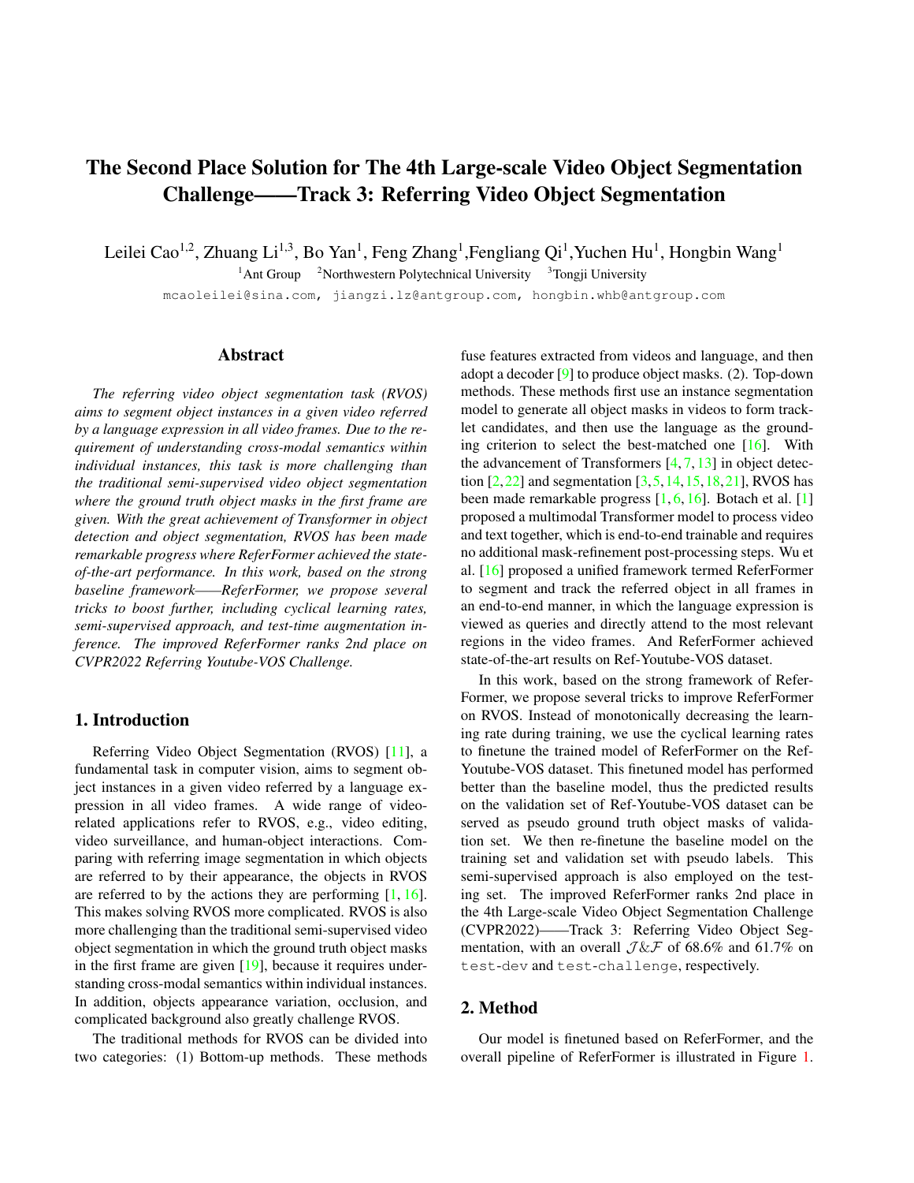# The Second Place Solution for The 4th Large-scale Video Object Segmentation Challenge——Track 3: Referring Video Object Segmentation

Leilei Cao[1,2], Zhuang Li[1,3], Bo Yan[1], Feng Zhang[1], Fengliang Qi[1], Yuchen Hu[1], Hongbin Wang[1]

[1]Ant Group [2]Northwestern Polytechnical University [3]Tongji University

mcaoleilei@sina.com, jiangzi.lz@antgroup.com, hongbin.whb@antgroup.com

## Abstract

*The referring video object segmentation task (RVOS) aims to segment object instances in a given video referred by a language expression in all video frames. Due to the requirement of understanding cross-modal semantics within individual instances, this task is more challenging than the traditional semi-supervised video object segmentation where the ground truth object masks in the first frame are given. With the great achievement of Transformer in object detection and object segmentation, RVOS has been made remarkable progress where ReferFormer achieved the state-of-the-art performance. In this work, based on the strong baseline framework——ReferFormer, we propose several tricks to boost further, including cyclical learning rates, semi-supervised approach, and test-time augmentation inference. The improved ReferFormer ranks 2nd place on CVPR2022 Referring Youtube-VOS Challenge.*

## 1. Introduction

Referring Video Object Segmentation (RVOS) [11], a fundamental task in computer vision, aims to segment object instances in a given video referred by a language expression in all video frames. A wide range of video-related applications refer to RVOS, e.g., video editing, video surveillance, and human-object interactions. Comparing with referring image segmentation in which objects are referred to by their appearance, the objects in RVOS are referred to by the actions they are performing [1, 16]. This makes solving RVOS more complicated. RVOS is also more challenging than the traditional semi-supervised video object segmentation in which the ground truth object masks in the first frame are given [19], because it requires understanding cross-modal semantics within individual instances. In addition, objects appearance variation, occlusion, and complicated background also greatly challenge RVOS.

The traditional methods for RVOS can be divided into two categories: (1) Bottom-up methods. These methods fuse features extracted from videos and language, and then adopt a decoder [9] to produce object masks. (2). Top-down methods. These methods first use an instance segmentation model to generate all object masks in videos to form tracklet candidates, and then use the language as the grounding criterion to select the best-matched one [16]. With the advancement of Transformers [4, 7, 13] in object detection [2, 22] and segmentation [3, 5, 14, 15, 18, 21], RVOS has been made remarkable progress [1, 6, 16]. Botach et al. [1] proposed a multimodal Transformer model to process video and text together, which is end-to-end trainable and requires no additional mask-refinement post-processing steps. Wu et al. [16] proposed a unified framework termed ReferFormer to segment and track the referred object in all frames in an end-to-end manner, in which the language expression is viewed as queries and directly attend to the most relevant regions in the video frames. And ReferFormer achieved state-of-the-art results on Ref-Youtube-VOS dataset.

In this work, based on the strong framework of ReferFormer, we propose several tricks to improve ReferFormer on RVOS. Instead of monotonically decreasing the learning rate during training, we use the cyclical learning rates to finetune the trained model of ReferFormer on the Ref-Youtube-VOS dataset. This finetuned model has performed better than the baseline model, thus the predicted results on the validation set of Ref-Youtube-VOS dataset can be served as pseudo ground truth object masks of validation set. We then re-finetune the baseline model on the training set and validation set with pseudo labels. This semi-supervised approach is also employed on the testing set. The improved ReferFormer ranks 2nd place in the 4th Large-scale Video Object Segmentation Challenge (CVPR2022)——Track 3: Referring Video Object Segmentation, with an overall $\mathcal{J}\&\mathcal{F}$ of 68.6% and 61.7% on `test-dev` and `test-challenge`, respectively.

## 2. Method

Our model is finetuned based on ReferFormer, and the overall pipeline of ReferFormer is illustrated in Figure 1.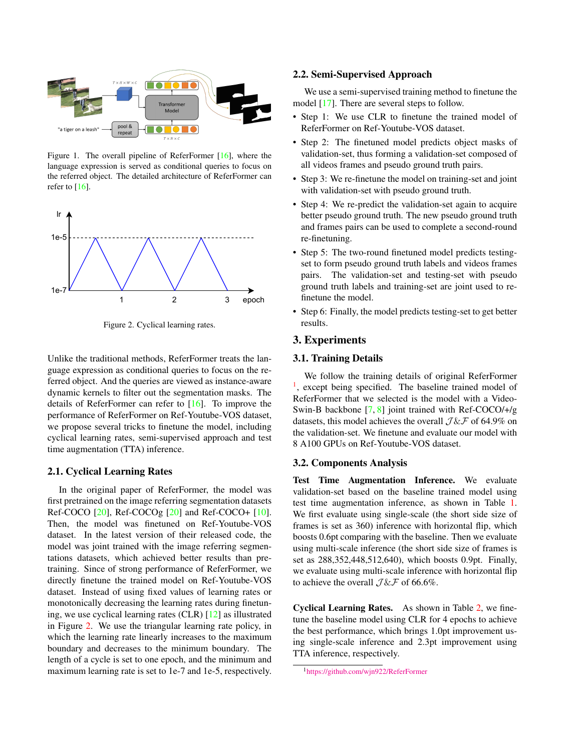Figure 1. The overall pipeline of ReferFormer [16], where the language expression is served as conditional queries to focus on the referred object. The detailed architecture of ReferFormer can refer to [16].

Figure 2. Cyclical learning rates.

Unlike the traditional methods, ReferFormer treats the language expression as conditional queries to focus on the referred object. And the queries are viewed as instance-aware dynamic kernels to filter out the segmentation masks. The details of ReferFormer can refer to [16]. To improve the performance of ReferFormer on Ref-Youtube-VOS dataset, we propose several tricks to finetune the model, including cyclical learning rates, semi-supervised approach and test time augmentation (TTA) inference.

## 2.1. Cyclical Learning Rates

In the original paper of ReferFormer, the model was first pretrained on the image referring segmentation datasets Ref-COCO [20], Ref-COCOg [20] and Ref-COCO+ [10]. Then, the model was finetuned on Ref-Youtube-VOS dataset. In the latest version of their released code, the model was joint trained with the image referring segmentations datasets, which achieved better results than pretraining. Since of strong performance of ReferFormer, we directly finetune the trained model on Ref-Youtube-VOS dataset. Instead of using fixed values of learning rates or monotonically decreasing the learning rates during finetuning, we use cyclical learning rates (CLR) [12] as illustrated in Figure 2. We use the triangular learning rate policy, in which the learning rate linearly increases to the maximum boundary and decreases to the minimum boundary. The length of a cycle is set to one epoch, and the minimum and maximum learning rate is set to 1e-7 and 1e-5, respectively.

## 2.2. Semi-Supervised Approach

We use a semi-supervised training method to finetune the model [17]. There are several steps to follow.

- Step 1: We use CLR to finetune the trained model of ReferFormer on Ref-Youtube-VOS dataset.
- Step 2: The finetuned model predicts object masks of validation-set, thus forming a validation-set composed of all videos frames and pseudo ground truth pairs.
- Step 3: We re-finetune the model on training-set and joint with validation-set with pseudo ground truth.
- Step 4: We re-predict the validation-set again to acquire better pseudo ground truth. The new pseudo ground truth and frames pairs can be used to complete a second-round re-finetuning.
- Step 5: The two-round finetuned model predicts testing-set to form pseudo ground truth labels and videos frames pairs. The validation-set and testing-set with pseudo ground truth labels and training-set are joint used to re-finetune the model.
- Step 6: Finally, the model predicts testing-set to get better results.

# 3. Experiments

## 3.1. Training Details

We follow the training details of original ReferFormer [1], except being specified. The baseline trained model of ReferFormer that we selected is the model with a Video-Swin-B backbone [7, 8] joint trained with Ref-COCO/+/g datasets, this model achieves the overall $\mathcal{J}\&\mathcal{F}$ of 64.9% on the validation-set. We finetune and evaluate our model with 8 A100 GPUs on Ref-Youtube-VOS dataset.

## 3.2. Components Analysis

**Test Time Augmentation Inference.** We evaluate validation-set based on the baseline trained model using test time augmentation inference, as shown in Table 1. We first evaluate using single-scale (the short side size of frames is set as 360) inference with horizontal flip, which boosts 0.6pt comparing with the baseline. Then we evaluate using multi-scale inference (the short side size of frames is set as 288,352,448,512,640), which boosts 0.9pt. Finally, we evaluate using multi-scale inference with horizontal flip to achieve the overall $\mathcal{J}\&\mathcal{F}$ of 66.6%.

**Cyclical Learning Rates.** As shown in Table 2, we finetune the baseline model using CLR for 4 epochs to achieve the best performance, which brings 1.0pt improvement using single-scale inference and 2.3pt improvement using TTA inference, respectively.

[1] https://github.com/wjn922/ReferFormer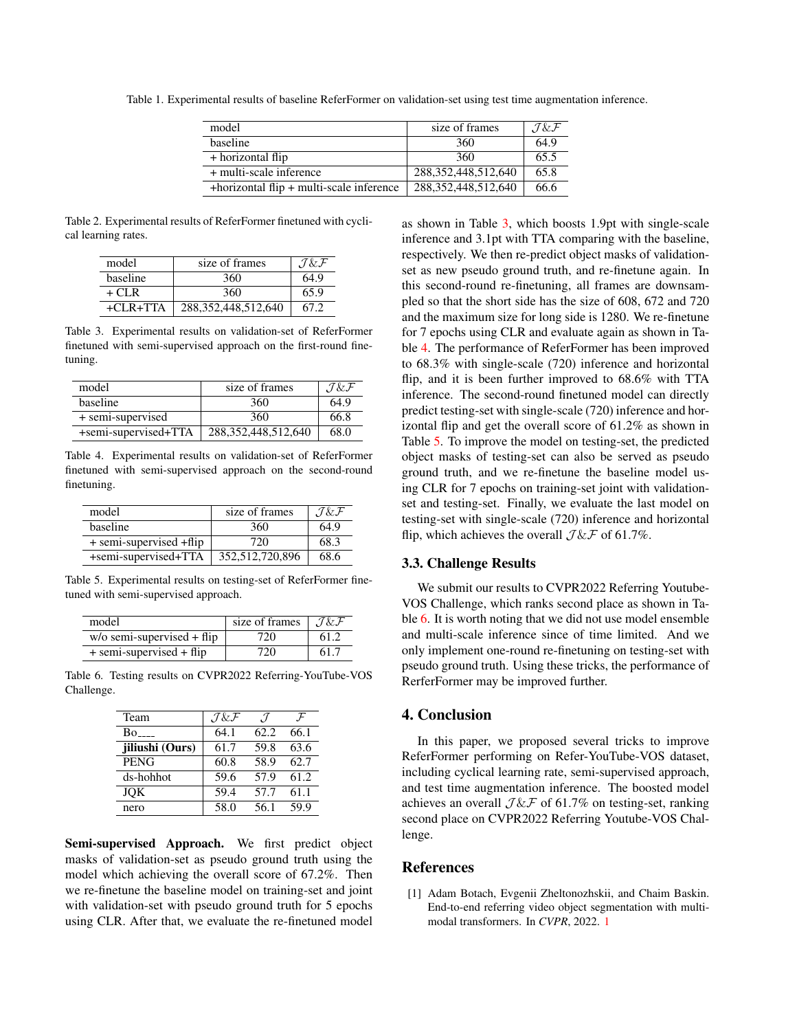Table 1. Experimental results of baseline ReferFormer on validation-set using test time augmentation inference.

| model | size of frames | $\mathcal{J}\&\mathcal{F}$ |
|---|---|---|
| baseline | 360 | 64.9 |
| + horizontal flip | 360 | 65.5 |
| + multi-scale inference | 288,352,448,512,640 | 65.8 |
| +horizontal flip + multi-scale inference | 288,352,448,512,640 | 66.6 |

Table 2. Experimental results of ReferFormer finetuned with cyclical learning rates.

| model | size of frames | $\mathcal{J}\&\mathcal{F}$ |
|---|---|---|
| baseline | 360 | 64.9 |
| + CLR | 360 | 65.9 |
| +CLR+TTA | 288,352,448,512,640 | 67.2 |

Table 3. Experimental results on validation-set of ReferFormer finetuned with semi-supervised approach on the first-round finetuning.

| model | size of frames | $\mathcal{J}\&\mathcal{F}$ |
|---|---|---|
| baseline | 360 | 64.9 |
| + semi-supervised | 360 | 66.8 |
| +semi-supervised+TTA | 288,352,448,512,640 | 68.0 |

Table 4. Experimental results on validation-set of ReferFormer finetuned with semi-supervised approach on the second-round finetuning.

| model | size of frames | $\mathcal{J}\&\mathcal{F}$ |
|---|---|---|
| baseline | 360 | 64.9 |
| + semi-supervised +flip | 720 | 68.3 |
| +semi-supervised+TTA | 352,512,720,896 | 68.6 |

Table 5. Experimental results on testing-set of ReferFormer finetuned with semi-supervised approach.

| model | size of frames | $\mathcal{J}\&\mathcal{F}$ |
|---|---|---|
| w/o semi-supervised + flip | 720 | 61.2 |
| + semi-supervised + flip | 720 | 61.7 |

Table 6. Testing results on CVPR2022 Referring-YouTube-VOS Challenge.

| Team | $\mathcal{J}\&\mathcal{F}$ | $\mathcal{J}$ | $\mathcal{F}$ |
|---|---|---|---|
| Bo____ | 64.1 | 62.2 | 66.1 |
| **jiliushi (Ours)** | 61.7 | 59.8 | 63.6 |
| PENG | 60.8 | 58.9 | 62.7 |
| ds-hohhot | 59.6 | 57.9 | 61.2 |
| JQK | 59.4 | 57.7 | 61.1 |
| nero | 58.0 | 56.1 | 59.9 |

**Semi-supervised Approach.** We first predict object masks of validation-set as pseudo ground truth using the model which achieving the overall score of 67.2%. Then we re-finetune the baseline model on training-set and joint with validation-set with pseudo ground truth for 5 epochs using CLR. After that, we evaluate the re-finetuned model as shown in Table 3, which boosts 1.9pt with single-scale inference and 3.1pt with TTA comparing with the baseline, respectively. We then re-predict object masks of validation-set as new pseudo ground truth, and re-finetune again. In this second-round re-finetuning, all frames are downsampled so that the short side has the size of 608, 672 and 720 and the maximum size for long side is 1280. We re-finetune for 7 epochs using CLR and evaluate again as shown in Table 4. The performance of ReferFormer has been improved to 68.3% with single-scale (720) inference and horizontal flip, and it is been further improved to 68.6% with TTA inference. The second-round finetuned model can directly predict testing-set with single-scale (720) inference and horizontal flip and get the overall score of 61.2% as shown in Table 5. To improve the model on testing-set, the predicted object masks of testing-set can also be served as pseudo ground truth, and we re-finetune the baseline model using CLR for 7 epochs on training-set joint with validation-set and testing-set. Finally, we evaluate the last model on testing-set with single-scale (720) inference and horizontal flip, which achieves the overall $\mathcal{J}\&\mathcal{F}$ of 61.7%.

### 3.3. Challenge Results

We submit our results to CVPR2022 Referring Youtube-VOS Challenge, which ranks second place as shown in Table 6. It is worth noting that we did not use model ensemble and multi-scale inference since of time limited. And we only implement one-round re-finetuning on testing-set with pseudo ground truth. Using these tricks, the performance of RerferFormer may be improved further.

## 4. Conclusion

In this paper, we proposed several tricks to improve ReferFormer performing on Refer-YouTube-VOS dataset, including cyclical learning rate, semi-supervised approach, and test time augmentation inference. The boosted model achieves an overall $\mathcal{J}\&\mathcal{F}$ of 61.7% on testing-set, ranking second place on CVPR2022 Referring Youtube-VOS Challenge.

## References

[1] Adam Botach, Evgenii Zheltonozhskii, and Chaim Baskin. End-to-end referring video object segmentation with multimodal transformers. In *CVPR*, 2022. 1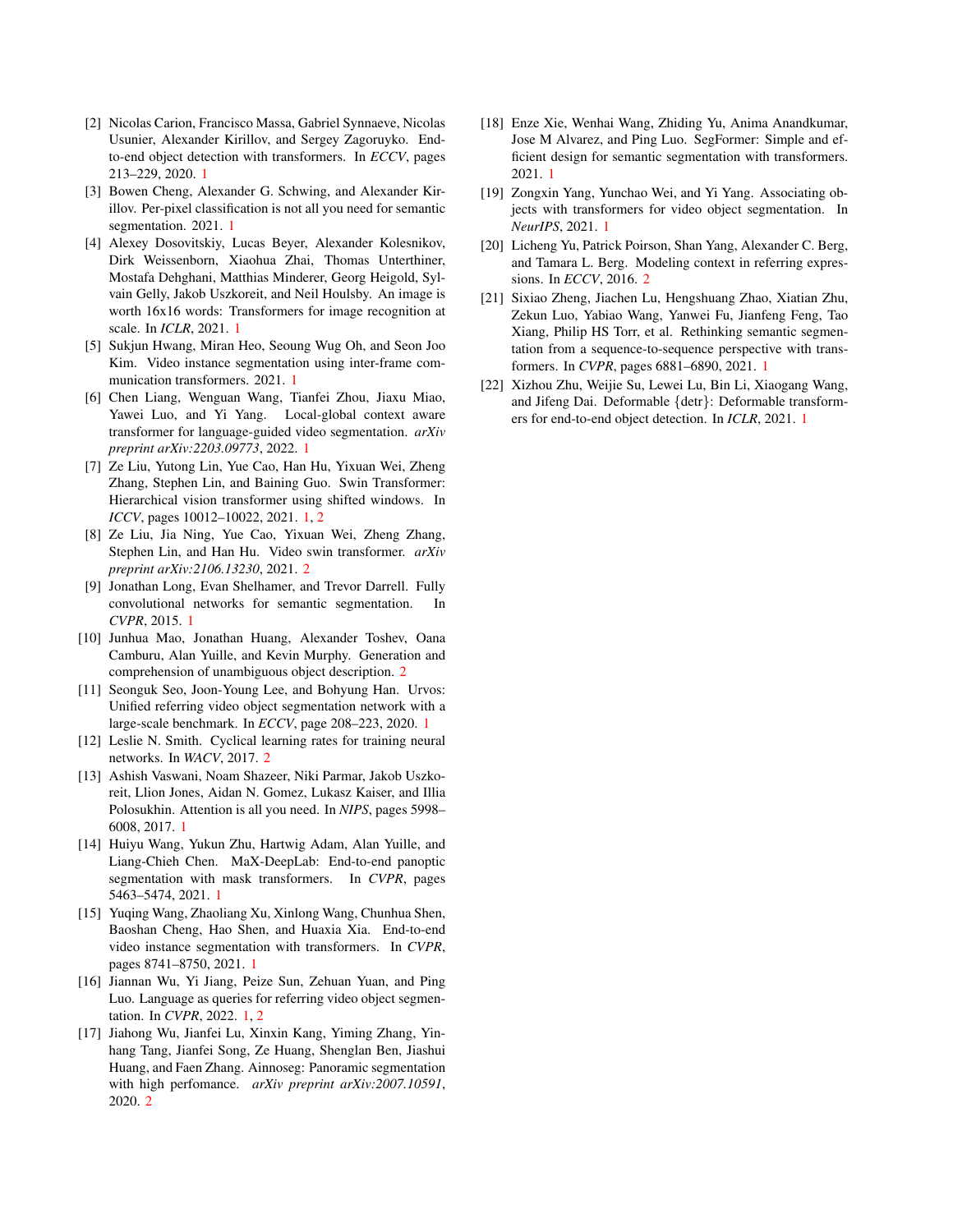[2] Nicolas Carion, Francisco Massa, Gabriel Synnaeve, Nicolas Usunier, Alexander Kirillov, and Sergey Zagoruyko. End-to-end object detection with transformers. In *ECCV*, pages 213–229, 2020. 1

[3] Bowen Cheng, Alexander G. Schwing, and Alexander Kirillov. Per-pixel classification is not all you need for semantic segmentation. 2021. 1

[4] Alexey Dosovitskiy, Lucas Beyer, Alexander Kolesnikov, Dirk Weissenborn, Xiaohua Zhai, Thomas Unterthiner, Mostafa Dehghani, Matthias Minderer, Georg Heigold, Sylvain Gelly, Jakob Uszkoreit, and Neil Houlsby. An image is worth 16x16 words: Transformers for image recognition at scale. In *ICLR*, 2021. 1

[5] Sukjun Hwang, Miran Heo, Seoung Wug Oh, and Seon Joo Kim. Video instance segmentation using inter-frame communication transformers. 2021. 1

[6] Chen Liang, Wenguan Wang, Tianfei Zhou, Jiaxu Miao, Yawei Luo, and Yi Yang. Local-global context aware transformer for language-guided video segmentation. *arXiv preprint arXiv:2203.09773*, 2022. 1

[7] Ze Liu, Yutong Lin, Yue Cao, Han Hu, Yixuan Wei, Zheng Zhang, Stephen Lin, and Baining Guo. Swin Transformer: Hierarchical vision transformer using shifted windows. In *ICCV*, pages 10012–10022, 2021. 1, 2

[8] Ze Liu, Jia Ning, Yue Cao, Yixuan Wei, Zheng Zhang, Stephen Lin, and Han Hu. Video swin transformer. *arXiv preprint arXiv:2106.13230*, 2021. 2

[9] Jonathan Long, Evan Shelhamer, and Trevor Darrell. Fully convolutional networks for semantic segmentation. In *CVPR*, 2015. 1

[10] Junhua Mao, Jonathan Huang, Alexander Toshev, Oana Camburu, Alan Yuille, and Kevin Murphy. Generation and comprehension of unambiguous object description. 2

[11] Seonguk Seo, Joon-Young Lee, and Bohyung Han. Urvos: Unified referring video object segmentation network with a large-scale benchmark. In *ECCV*, page 208–223, 2020. 1

[12] Leslie N. Smith. Cyclical learning rates for training neural networks. In *WACV*, 2017. 2

[13] Ashish Vaswani, Noam Shazeer, Niki Parmar, Jakob Uszkoreit, Llion Jones, Aidan N. Gomez, Lukasz Kaiser, and Illia Polosukhin. Attention is all you need. In *NIPS*, pages 5998–6008, 2017. 1

[14] Huiyu Wang, Yukun Zhu, Hartwig Adam, Alan Yuille, and Liang-Chieh Chen. MaX-DeepLab: End-to-end panoptic segmentation with mask transformers. In *CVPR*, pages 5463–5474, 2021. 1

[15] Yuqing Wang, Zhaoliang Xu, Xinlong Wang, Chunhua Shen, Baoshan Cheng, Hao Shen, and Huaxia Xia. End-to-end video instance segmentation with transformers. In *CVPR*, pages 8741–8750, 2021. 1

[16] Jiannan Wu, Yi Jiang, Peize Sun, Zehuan Yuan, and Ping Luo. Language as queries for referring video object segmentation. In *CVPR*, 2022. 1, 2

[17] Jiahong Wu, Jianfei Lu, Xinxin Kang, Yiming Zhang, Yinhang Tang, Jianfei Song, Ze Huang, Shenglan Ben, Jiashui Huang, and Faen Zhang. Ainnoseg: Panoramic segmentation with high perfomance. *arXiv preprint arXiv:2007.10591*, 2020. 2

[18] Enze Xie, Wenhai Wang, Zhiding Yu, Anima Anandkumar, Jose M Alvarez, and Ping Luo. SegFormer: Simple and efficient design for semantic segmentation with transformers. 2021. 1

[19] Zongxin Yang, Yunchao Wei, and Yi Yang. Associating objects with transformers for video object segmentation. In *NeurIPS*, 2021. 1

[20] Licheng Yu, Patrick Poirson, Shan Yang, Alexander C. Berg, and Tamara L. Berg. Modeling context in referring expressions. In *ECCV*, 2016. 2

[21] Sixiao Zheng, Jiachen Lu, Hengshuang Zhao, Xiatian Zhu, Zekun Luo, Yabiao Wang, Yanwei Fu, Jianfeng Feng, Tao Xiang, Philip HS Torr, et al. Rethinking semantic segmentation from a sequence-to-sequence perspective with transformers. In *CVPR*, pages 6881–6890, 2021. 1

[22] Xizhou Zhu, Weijie Su, Lewei Lu, Bin Li, Xiaogang Wang, and Jifeng Dai. Deformable {detr}: Deformable transformers for end-to-end object detection. In *ICLR*, 2021. 1